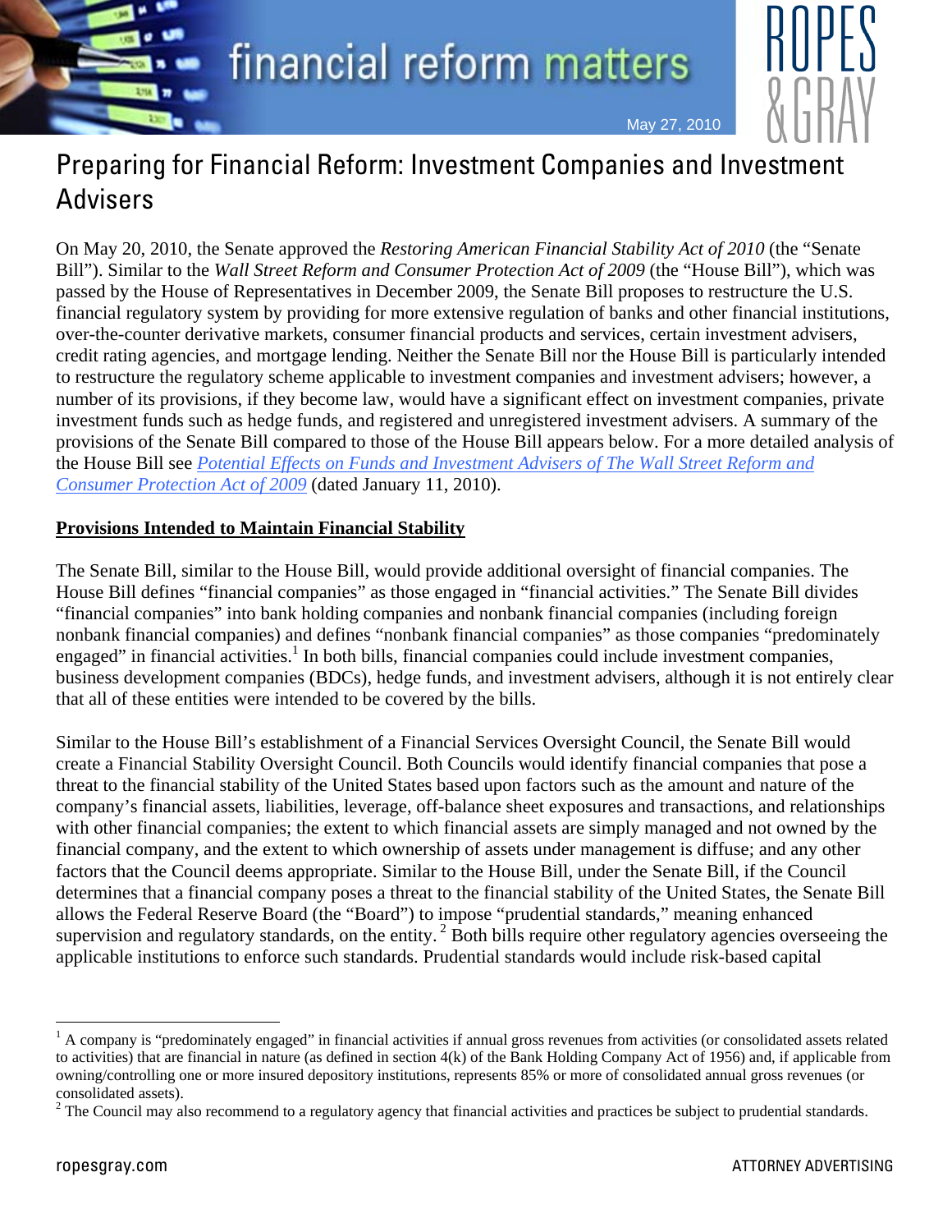financial reform matters

May 27, 2010

# Preparing for Financial Reform: Investment Companies and Investment Advisers

On May 20, 2010, the Senate approved the *Restoring American Financial Stability Act of 2010* (the "Senate Bill"). Similar to the *Wall Street Reform and Consumer Protection Act of 2009* (the "House Bill"), which was passed by the House of Representatives in December 2009, the Senate Bill proposes to restructure the U.S. financial regulatory system by providing for more extensive regulation of banks and other financial institutions, over-the-counter derivative markets, consumer financial products and services, certain investment advisers, credit rating agencies, and mortgage lending. Neither the Senate Bill nor the House Bill is particularly intended to restructure the regulatory scheme applicable to investment companies and investment advisers; however, a number of its provisions, if they become law, would have a significant effect on investment companies, private investment funds such as hedge funds, and registered and unregistered investment advisers. A summary of the provisions of the Senate Bill compared to those of the House Bill appears below. For a more detailed analysis of the House Bill see *Potential Effects on Funds and Investment Advisers of The Wall Street Reform and Consumer Protection Act of 2009* (dated January 11, 2010).

## Provisions Intended to Maintain Financial Stability

The Senate Bill, similar to the House Bill, would provide additional oversight of financial companies. The House Bill defines "financial companies" as those engaged in "financial activities." The Senate Bill divides "financial companies" into bank holding companies and nonbank financial companies (including foreign nonbank financial companies) and defines "nonbank financial companies" as those companies "predominately engaged" in financial activities.[1] In both bills, financial companies could include investment companies, business development companies (BDCs), hedge funds, and investment advisers, although it is not entirely clear that all of these entities were intended to be covered by the bills.

Similar to the House Bill's establishment of a Financial Services Oversight Council, the Senate Bill would create a Financial Stability Oversight Council. Both Councils would identify financial companies that pose a threat to the financial stability of the United States based upon factors such as the amount and nature of the company's financial assets, liabilities, leverage, off-balance sheet exposures and transactions, and relationships with other financial companies; the extent to which financial assets are simply managed and not owned by the financial company, and the extent to which ownership of assets under management is diffuse; and any other factors that the Council deems appropriate. Similar to the House Bill, under the Senate Bill, if the Council determines that a financial company poses a threat to the financial stability of the United States, the Senate Bill allows the Federal Reserve Board (the "Board") to impose "prudential standards," meaning enhanced supervision and regulatory standards, on the entity.[2] Both bills require other regulatory agencies overseeing the applicable institutions to enforce such standards. Prudential standards would include risk-based capital

---

[1] A company is "predominately engaged" in financial activities if annual gross revenues from activities (or consolidated assets related to activities) that are financial in nature (as defined in section 4(k) of the Bank Holding Company Act of 1956) and, if applicable from owning/controlling one or more insured depository institutions, represents 85% or more of consolidated annual gross revenues (or consolidated assets).

[2] The Council may also recommend to a regulatory agency that financial activities and practices be subject to prudential standards.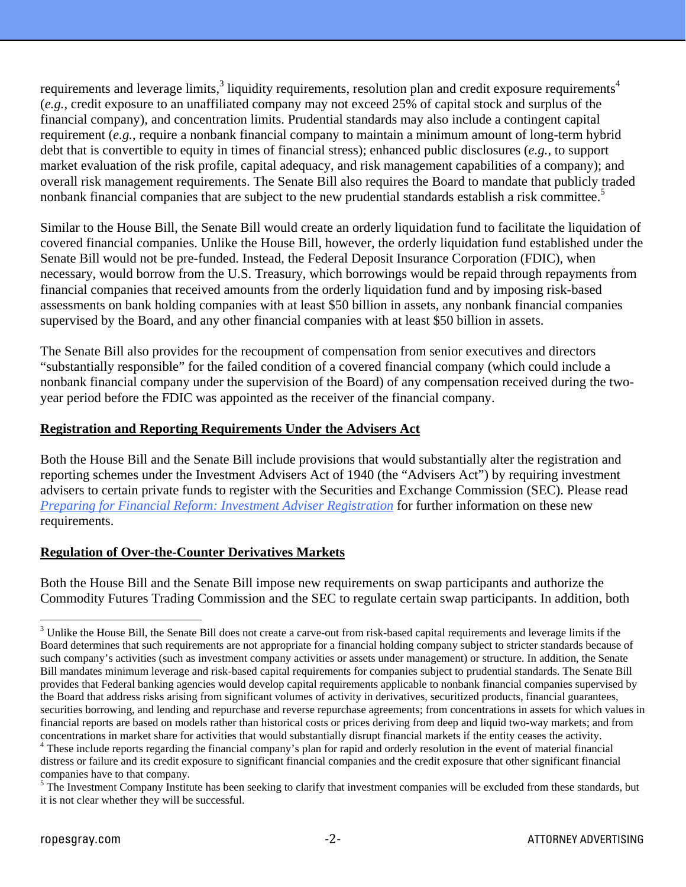requirements and leverage limits,[3] liquidity requirements, resolution plan and credit exposure requirements[4] (*e.g.*, credit exposure to an unaffiliated company may not exceed 25% of capital stock and surplus of the financial company), and concentration limits. Prudential standards may also include a contingent capital requirement (*e.g.*, require a nonbank financial company to maintain a minimum amount of long-term hybrid debt that is convertible to equity in times of financial stress); enhanced public disclosures (*e.g.*, to support market evaluation of the risk profile, capital adequacy, and risk management capabilities of a company); and overall risk management requirements. The Senate Bill also requires the Board to mandate that publicly traded nonbank financial companies that are subject to the new prudential standards establish a risk committee.[5]

Similar to the House Bill, the Senate Bill would create an orderly liquidation fund to facilitate the liquidation of covered financial companies. Unlike the House Bill, however, the orderly liquidation fund established under the Senate Bill would not be pre-funded. Instead, the Federal Deposit Insurance Corporation (FDIC), when necessary, would borrow from the U.S. Treasury, which borrowings would be repaid through repayments from financial companies that received amounts from the orderly liquidation fund and by imposing risk-based assessments on bank holding companies with at least $50 billion in assets, any nonbank financial companies supervised by the Board, and any other financial companies with at least $50 billion in assets.

The Senate Bill also provides for the recoupment of compensation from senior executives and directors "substantially responsible" for the failed condition of a covered financial company (which could include a nonbank financial company under the supervision of the Board) of any compensation received during the two-year period before the FDIC was appointed as the receiver of the financial company.

## Registration and Reporting Requirements Under the Advisers Act

Both the House Bill and the Senate Bill include provisions that would substantially alter the registration and reporting schemes under the Investment Advisers Act of 1940 (the "Advisers Act") by requiring investment advisers to certain private funds to register with the Securities and Exchange Commission (SEC). Please read *Preparing for Financial Reform: Investment Adviser Registration* for further information on these new requirements.

## Regulation of Over-the-Counter Derivatives Markets

Both the House Bill and the Senate Bill impose new requirements on swap participants and authorize the Commodity Futures Trading Commission and the SEC to regulate certain swap participants. In addition, both

---

[3] Unlike the House Bill, the Senate Bill does not create a carve-out from risk-based capital requirements and leverage limits if the Board determines that such requirements are not appropriate for a financial holding company subject to stricter standards because of such company's activities (such as investment company activities or assets under management) or structure. In addition, the Senate Bill mandates minimum leverage and risk-based capital requirements for companies subject to prudential standards. The Senate Bill provides that Federal banking agencies would develop capital requirements applicable to nonbank financial companies supervised by the Board that address risks arising from significant volumes of activity in derivatives, securitized products, financial guarantees, securities borrowing, and lending and repurchase and reverse repurchase agreements; from concentrations in assets for which values in financial reports are based on models rather than historical costs or prices deriving from deep and liquid two-way markets; and from concentrations in market share for activities that would substantially disrupt financial markets if the entity ceases the activity.

[4] These include reports regarding the financial company's plan for rapid and orderly resolution in the event of material financial distress or failure and its credit exposure to significant financial companies and the credit exposure that other significant financial companies have to that company.

[5] The Investment Company Institute has been seeking to clarify that investment companies will be excluded from these standards, but it is not clear whether they will be successful.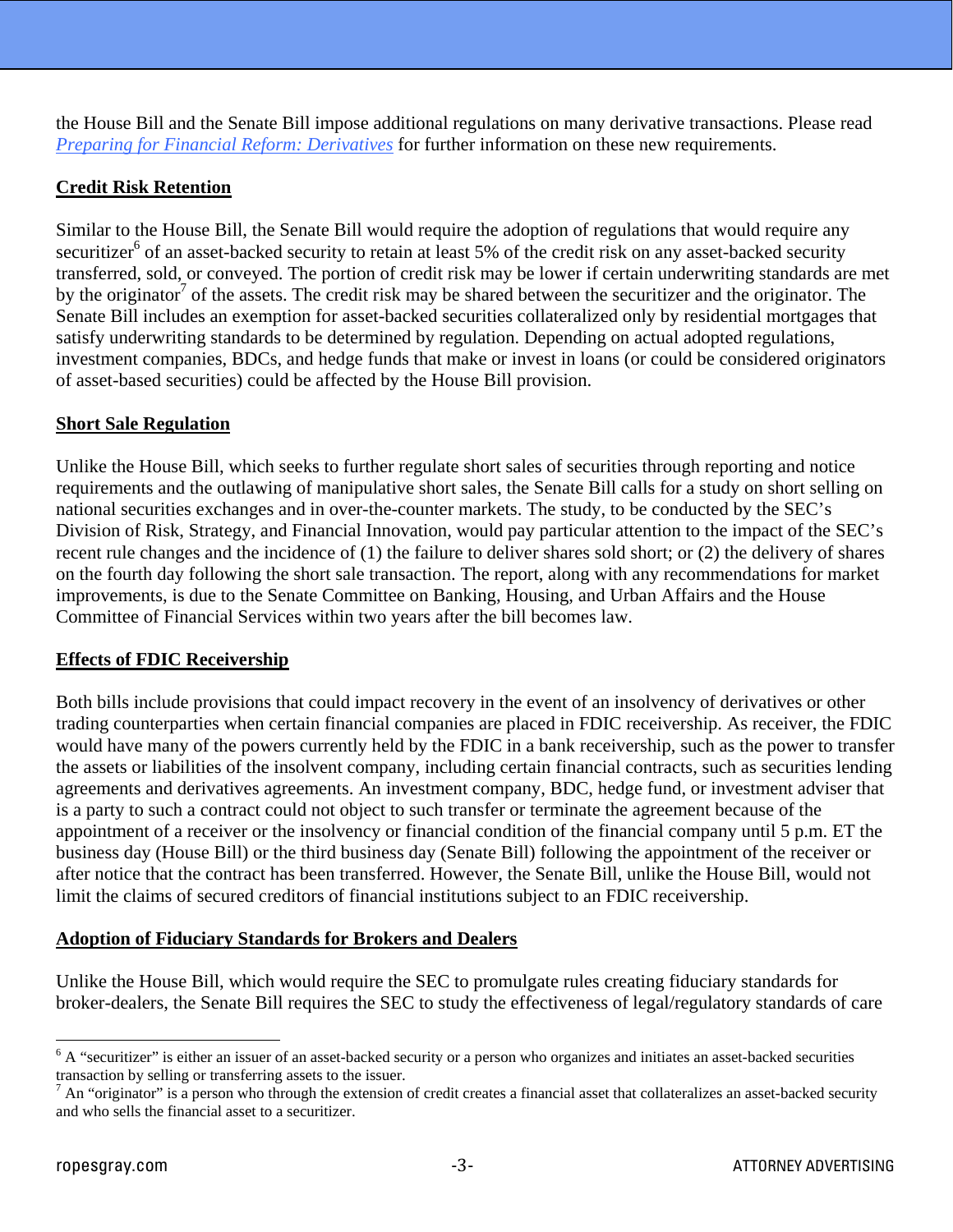the House Bill and the Senate Bill impose additional regulations on many derivative transactions. Please read *Preparing for Financial Reform: Derivatives* for further information on these new requirements.

**Credit Risk Retention**

Similar to the House Bill, the Senate Bill would require the adoption of regulations that would require any securitizer[6] of an asset-backed security to retain at least 5% of the credit risk on any asset-backed security transferred, sold, or conveyed. The portion of credit risk may be lower if certain underwriting standards are met by the originator[7] of the assets. The credit risk may be shared between the securitizer and the originator. The Senate Bill includes an exemption for asset-backed securities collateralized only by residential mortgages that satisfy underwriting standards to be determined by regulation. Depending on actual adopted regulations, investment companies, BDCs, and hedge funds that make or invest in loans (or could be considered originators of asset-based securities) could be affected by the House Bill provision.

**Short Sale Regulation**

Unlike the House Bill, which seeks to further regulate short sales of securities through reporting and notice requirements and the outlawing of manipulative short sales, the Senate Bill calls for a study on short selling on national securities exchanges and in over-the-counter markets. The study, to be conducted by the SEC's Division of Risk, Strategy, and Financial Innovation, would pay particular attention to the impact of the SEC's recent rule changes and the incidence of (1) the failure to deliver shares sold short; or (2) the delivery of shares on the fourth day following the short sale transaction. The report, along with any recommendations for market improvements, is due to the Senate Committee on Banking, Housing, and Urban Affairs and the House Committee of Financial Services within two years after the bill becomes law.

**Effects of FDIC Receivership**

Both bills include provisions that could impact recovery in the event of an insolvency of derivatives or other trading counterparties when certain financial companies are placed in FDIC receivership. As receiver, the FDIC would have many of the powers currently held by the FDIC in a bank receivership, such as the power to transfer the assets or liabilities of the insolvent company, including certain financial contracts, such as securities lending agreements and derivatives agreements. An investment company, BDC, hedge fund, or investment adviser that is a party to such a contract could not object to such transfer or terminate the agreement because of the appointment of a receiver or the insolvency or financial condition of the financial company until 5 p.m. ET the business day (House Bill) or the third business day (Senate Bill) following the appointment of the receiver or after notice that the contract has been transferred. However, the Senate Bill, unlike the House Bill, would not limit the claims of secured creditors of financial institutions subject to an FDIC receivership.

**Adoption of Fiduciary Standards for Brokers and Dealers**

Unlike the House Bill, which would require the SEC to promulgate rules creating fiduciary standards for broker-dealers, the Senate Bill requires the SEC to study the effectiveness of legal/regulatory standards of care

---

[6] A "securitizer" is either an issuer of an asset-backed security or a person who organizes and initiates an asset-backed securities transaction by selling or transferring assets to the issuer.

[7] An "originator" is a person who through the extension of credit creates a financial asset that collateralizes an asset-backed security and who sells the financial asset to a securitizer.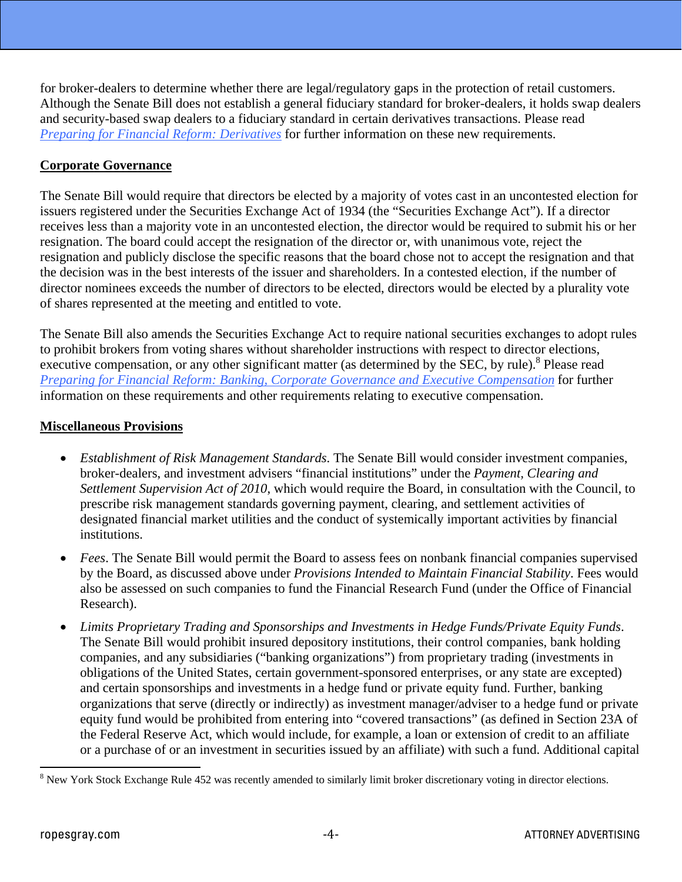for broker-dealers to determine whether there are legal/regulatory gaps in the protection of retail customers. Although the Senate Bill does not establish a general fiduciary standard for broker-dealers, it holds swap dealers and security-based swap dealers to a fiduciary standard in certain derivatives transactions. Please read *Preparing for Financial Reform: Derivatives* for further information on these new requirements.

## Corporate Governance

The Senate Bill would require that directors be elected by a majority of votes cast in an uncontested election for issuers registered under the Securities Exchange Act of 1934 (the "Securities Exchange Act"). If a director receives less than a majority vote in an uncontested election, the director would be required to submit his or her resignation. The board could accept the resignation of the director or, with unanimous vote, reject the resignation and publicly disclose the specific reasons that the board chose not to accept the resignation and that the decision was in the best interests of the issuer and shareholders. In a contested election, if the number of director nominees exceeds the number of directors to be elected, directors would be elected by a plurality vote of shares represented at the meeting and entitled to vote.

The Senate Bill also amends the Securities Exchange Act to require national securities exchanges to adopt rules to prohibit brokers from voting shares without shareholder instructions with respect to director elections, executive compensation, or any other significant matter (as determined by the SEC, by rule).[8] Please read *Preparing for Financial Reform: Banking, Corporate Governance and Executive Compensation* for further information on these requirements and other requirements relating to executive compensation.

## Miscellaneous Provisions

- *Establishment of Risk Management Standards*. The Senate Bill would consider investment companies, broker-dealers, and investment advisers "financial institutions" under the *Payment, Clearing and Settlement Supervision Act of 2010*, which would require the Board, in consultation with the Council, to prescribe risk management standards governing payment, clearing, and settlement activities of designated financial market utilities and the conduct of systemically important activities by financial institutions.
- *Fees*. The Senate Bill would permit the Board to assess fees on nonbank financial companies supervised by the Board, as discussed above under *Provisions Intended to Maintain Financial Stability*. Fees would also be assessed on such companies to fund the Financial Research Fund (under the Office of Financial Research).
- *Limits Proprietary Trading and Sponsorships and Investments in Hedge Funds/Private Equity Funds*. The Senate Bill would prohibit insured depository institutions, their control companies, bank holding companies, and any subsidiaries ("banking organizations") from proprietary trading (investments in obligations of the United States, certain government-sponsored enterprises, or any state are excepted) and certain sponsorships and investments in a hedge fund or private equity fund. Further, banking organizations that serve (directly or indirectly) as investment manager/adviser to a hedge fund or private equity fund would be prohibited from entering into "covered transactions" (as defined in Section 23A of the Federal Reserve Act, which would include, for example, a loan or extension of credit to an affiliate or a purchase of or an investment in securities issued by an affiliate) with such a fund. Additional capital

---

[8] New York Stock Exchange Rule 452 was recently amended to similarly limit broker discretionary voting in director elections.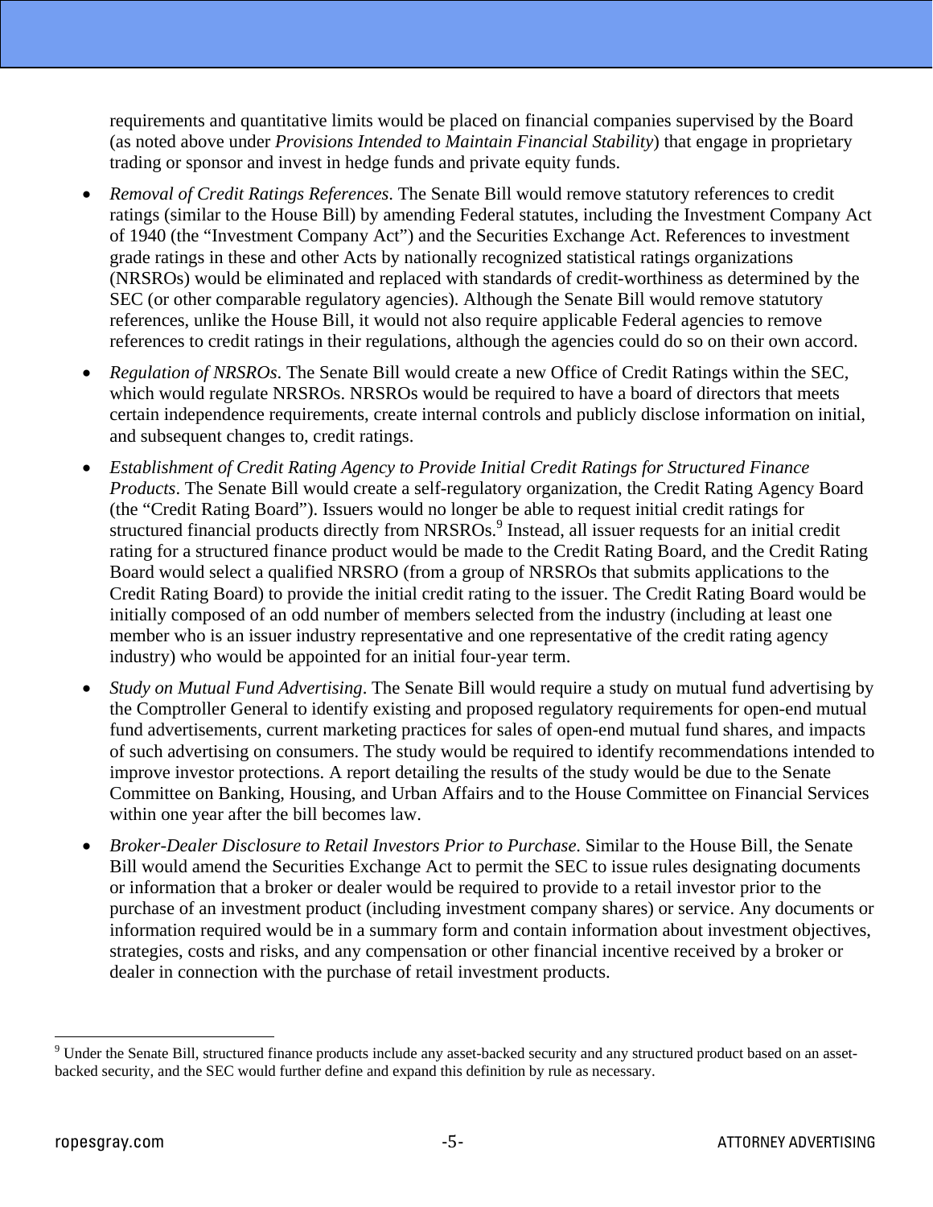requirements and quantitative limits would be placed on financial companies supervised by the Board (as noted above under *Provisions Intended to Maintain Financial Stability*) that engage in proprietary trading or sponsor and invest in hedge funds and private equity funds.

- *Removal of Credit Ratings References*. The Senate Bill would remove statutory references to credit ratings (similar to the House Bill) by amending Federal statutes, including the Investment Company Act of 1940 (the "Investment Company Act") and the Securities Exchange Act. References to investment grade ratings in these and other Acts by nationally recognized statistical ratings organizations (NRSROs) would be eliminated and replaced with standards of credit-worthiness as determined by the SEC (or other comparable regulatory agencies). Although the Senate Bill would remove statutory references, unlike the House Bill, it would not also require applicable Federal agencies to remove references to credit ratings in their regulations, although the agencies could do so on their own accord.
- *Regulation of NRSROs*. The Senate Bill would create a new Office of Credit Ratings within the SEC, which would regulate NRSROs. NRSROs would be required to have a board of directors that meets certain independence requirements, create internal controls and publicly disclose information on initial, and subsequent changes to, credit ratings.
- *Establishment of Credit Rating Agency to Provide Initial Credit Ratings for Structured Finance Products*. The Senate Bill would create a self-regulatory organization, the Credit Rating Agency Board (the "Credit Rating Board"). Issuers would no longer be able to request initial credit ratings for structured financial products directly from NRSROs.[9] Instead, all issuer requests for an initial credit rating for a structured finance product would be made to the Credit Rating Board, and the Credit Rating Board would select a qualified NRSRO (from a group of NRSROs that submits applications to the Credit Rating Board) to provide the initial credit rating to the issuer. The Credit Rating Board would be initially composed of an odd number of members selected from the industry (including at least one member who is an issuer industry representative and one representative of the credit rating agency industry) who would be appointed for an initial four-year term.
- *Study on Mutual Fund Advertising*. The Senate Bill would require a study on mutual fund advertising by the Comptroller General to identify existing and proposed regulatory requirements for open-end mutual fund advertisements, current marketing practices for sales of open-end mutual fund shares, and impacts of such advertising on consumers. The study would be required to identify recommendations intended to improve investor protections. A report detailing the results of the study would be due to the Senate Committee on Banking, Housing, and Urban Affairs and to the House Committee on Financial Services within one year after the bill becomes law.
- *Broker-Dealer Disclosure to Retail Investors Prior to Purchase.* Similar to the House Bill, the Senate Bill would amend the Securities Exchange Act to permit the SEC to issue rules designating documents or information that a broker or dealer would be required to provide to a retail investor prior to the purchase of an investment product (including investment company shares) or service. Any documents or information required would be in a summary form and contain information about investment objectives, strategies, costs and risks, and any compensation or other financial incentive received by a broker or dealer in connection with the purchase of retail investment products.

---

[9] Under the Senate Bill, structured finance products include any asset-backed security and any structured product based on an asset-backed security, and the SEC would further define and expand this definition by rule as necessary.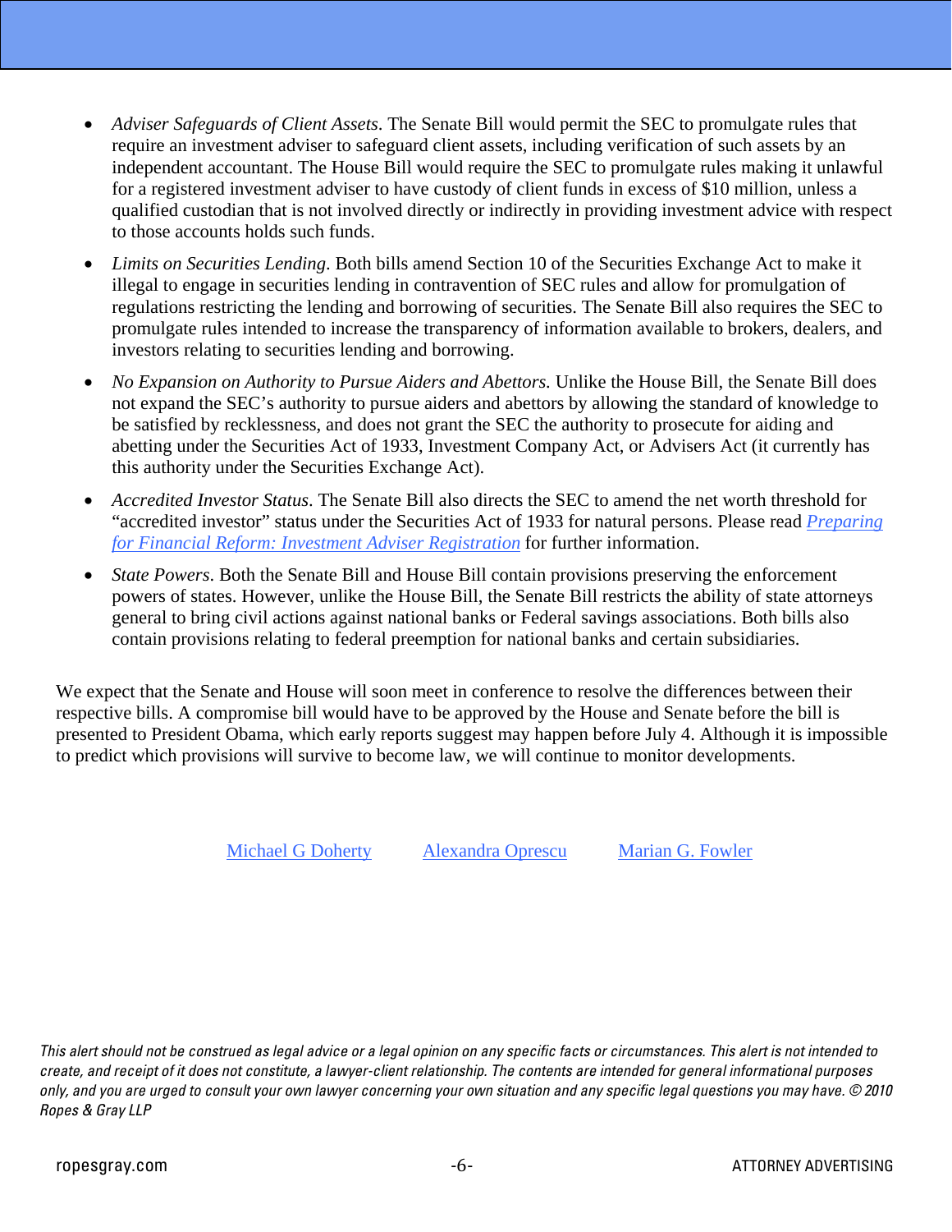- *Adviser Safeguards of Client Assets*. The Senate Bill would permit the SEC to promulgate rules that require an investment adviser to safeguard client assets, including verification of such assets by an independent accountant. The House Bill would require the SEC to promulgate rules making it unlawful for a registered investment adviser to have custody of client funds in excess of $10 million, unless a qualified custodian that is not involved directly or indirectly in providing investment advice with respect to those accounts holds such funds.
- *Limits on Securities Lending*. Both bills amend Section 10 of the Securities Exchange Act to make it illegal to engage in securities lending in contravention of SEC rules and allow for promulgation of regulations restricting the lending and borrowing of securities. The Senate Bill also requires the SEC to promulgate rules intended to increase the transparency of information available to brokers, dealers, and investors relating to securities lending and borrowing.
- *No Expansion on Authority to Pursue Aiders and Abettors.* Unlike the House Bill, the Senate Bill does not expand the SEC's authority to pursue aiders and abettors by allowing the standard of knowledge to be satisfied by recklessness, and does not grant the SEC the authority to prosecute for aiding and abetting under the Securities Act of 1933, Investment Company Act, or Advisers Act (it currently has this authority under the Securities Exchange Act).
- *Accredited Investor Status*. The Senate Bill also directs the SEC to amend the net worth threshold for "accredited investor" status under the Securities Act of 1933 for natural persons. Please read *Preparing for Financial Reform: Investment Adviser Registration* for further information.
- *State Powers*. Both the Senate Bill and House Bill contain provisions preserving the enforcement powers of states. However, unlike the House Bill, the Senate Bill restricts the ability of state attorneys general to bring civil actions against national banks or Federal savings associations. Both bills also contain provisions relating to federal preemption for national banks and certain subsidiaries.

We expect that the Senate and House will soon meet in conference to resolve the differences between their respective bills. A compromise bill would have to be approved by the House and Senate before the bill is presented to President Obama, which early reports suggest may happen before July 4. Although it is impossible to predict which provisions will survive to become law, we will continue to monitor developments.

Michael G Doherty    Alexandra Oprescu    Marian G. Fowler

*This alert should not be construed as legal advice or a legal opinion on any specific facts or circumstances. This alert is not intended to create, and receipt of it does not constitute, a lawyer-client relationship. The contents are intended for general informational purposes only, and you are urged to consult your own lawyer concerning your own situation and any specific legal questions you may have. © 2010 Ropes & Gray LLP*

ropesgray.com    ATTORNEY ADVERTISING